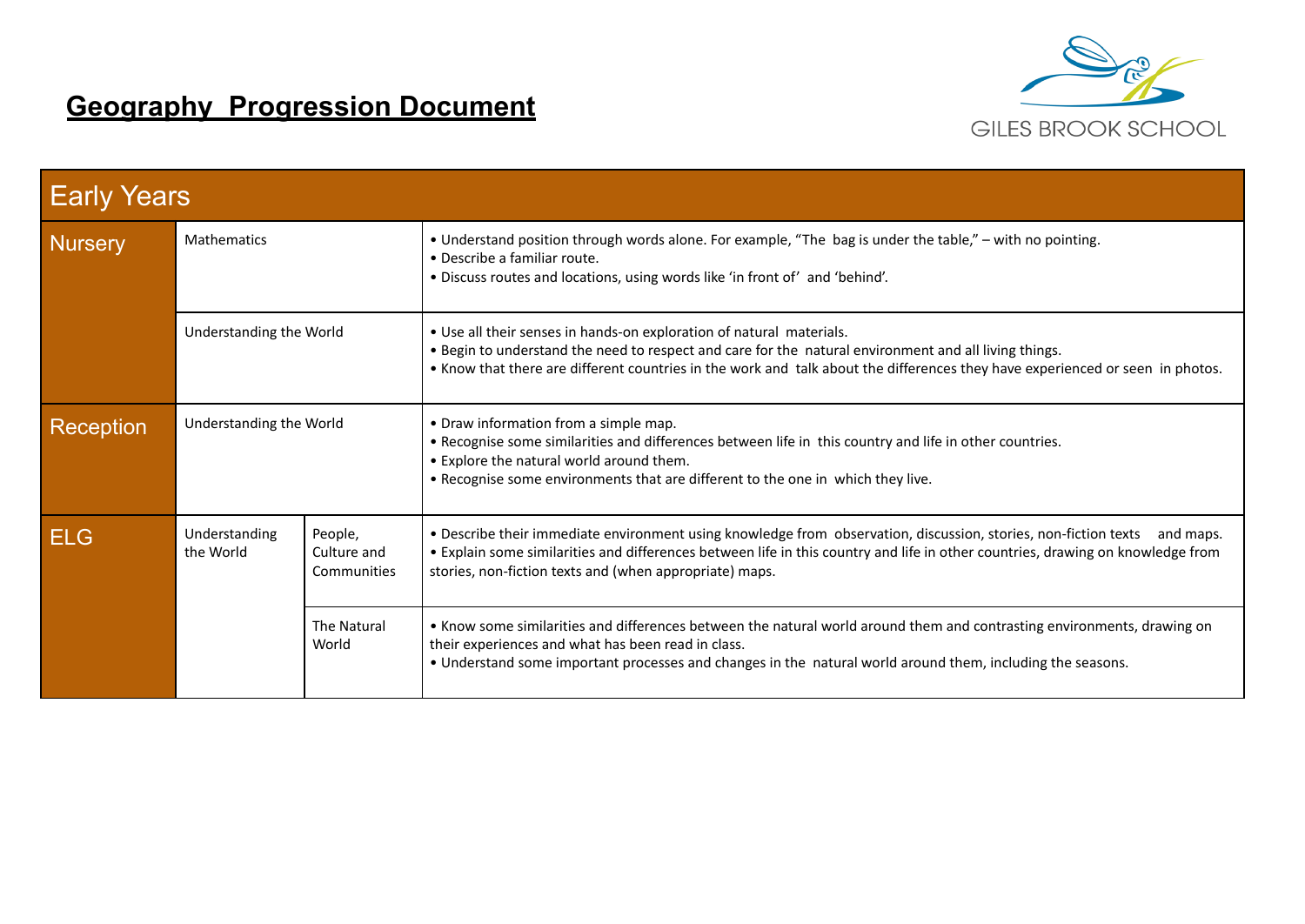# Geography Progression Document

GILES BROOK SCHOOL

| Early Years | | | |
|---|---|---|---|
| Nursery | Mathematics | | • Understand position through words alone. For example, "The bag is under the table," – with no pointing.<br>• Describe a familiar route.<br>• Discuss routes and locations, using words like 'in front of' and 'behind'. |
| | Understanding the World | | • Use all their senses in hands-on exploration of natural materials.<br>• Begin to understand the need to respect and care for the natural environment and all living things.<br>• Know that there are different countries in the work and talk about the differences they have experienced or seen in photos. |
| Reception | Understanding the World | | • Draw information from a simple map.<br>• Recognise some similarities and differences between life in this country and life in other countries.<br>• Explore the natural world around them.<br>• Recognise some environments that are different to the one in which they live. |
| ELG | Understanding the World | People, Culture and Communities | • Describe their immediate environment using knowledge from observation, discussion, stories, non-fiction texts and maps.<br>• Explain some similarities and differences between life in this country and life in other countries, drawing on knowledge from stories, non-fiction texts and (when appropriate) maps. |
| | | The Natural World | • Know some similarities and differences between the natural world around them and contrasting environments, drawing on their experiences and what has been read in class.<br>• Understand some important processes and changes in the natural world around them, including the seasons. |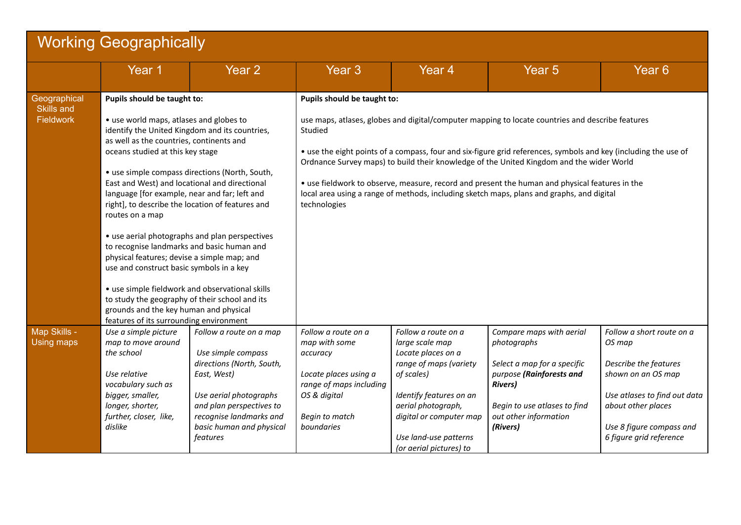# Working Geographically

| | Year 1 | Year 2 | Year 3 | Year 4 | Year 5 | Year 6 |
|---|---|---|---|---|---|---|
| Geographical Skills and Fieldwork | **Pupils should be taught to:**<br><br>• use world maps, atlases and globes to identify the United Kingdom and its countries, as well as the countries, continents and oceans studied at this key stage<br><br>• use simple compass directions (North, South, East and West) and locational and directional language [for example, near and far; left and right], to describe the location of features and routes on a map<br><br>• use aerial photographs and plan perspectives to recognise landmarks and basic human and physical features; devise a simple map; and use and construct basic symbols in a key<br><br>• use simple fieldwork and observational skills to study the geography of their school and its grounds and the key human and physical features of its surrounding environment | | **Pupils should be taught to:**<br><br>use maps, atlases, globes and digital/computer mapping to locate countries and describe features Studied<br><br>• use the eight points of a compass, four and six-figure grid references, symbols and key (including the use of Ordnance Survey maps) to build their knowledge of the United Kingdom and the wider World<br><br>• use fieldwork to observe, measure, record and present the human and physical features in the local area using a range of methods, including sketch maps, plans and graphs, and digital technologies | | | |
| Map Skills - Using maps | *Use a simple picture map to move around the school*<br><br>*Use relative vocabulary such as bigger, smaller, longer, shorter, further, closer, like, dislike* | *Follow a route on a map*<br><br>*Use simple compass directions (North, South, East, West)*<br><br>*Use aerial photographs and plan perspectives to recognise landmarks and basic human and physical features* | *Follow a route on a map with some accuracy*<br><br>*Locate places using a range of maps including OS & digital*<br><br>*Begin to match boundaries* | *Follow a route on a large scale map*<br>*Locate places on a range of maps (variety of scales)*<br><br>*Identify features on an aerial photograph, digital or computer map*<br><br>*Use land-use patterns (or aerial pictures) to* | *Compare maps with aerial photographs*<br><br>*Select a map for a specific purpose* ***(Rainforests and Rivers)***<br><br>*Begin to use atlases to find out other information* ***(Rivers)*** | *Follow a short route on a OS map*<br><br>*Describe the features shown on an OS map*<br><br>*Use atlases to find out data about other places*<br><br>*Use 8 figure compass and 6 figure grid reference* |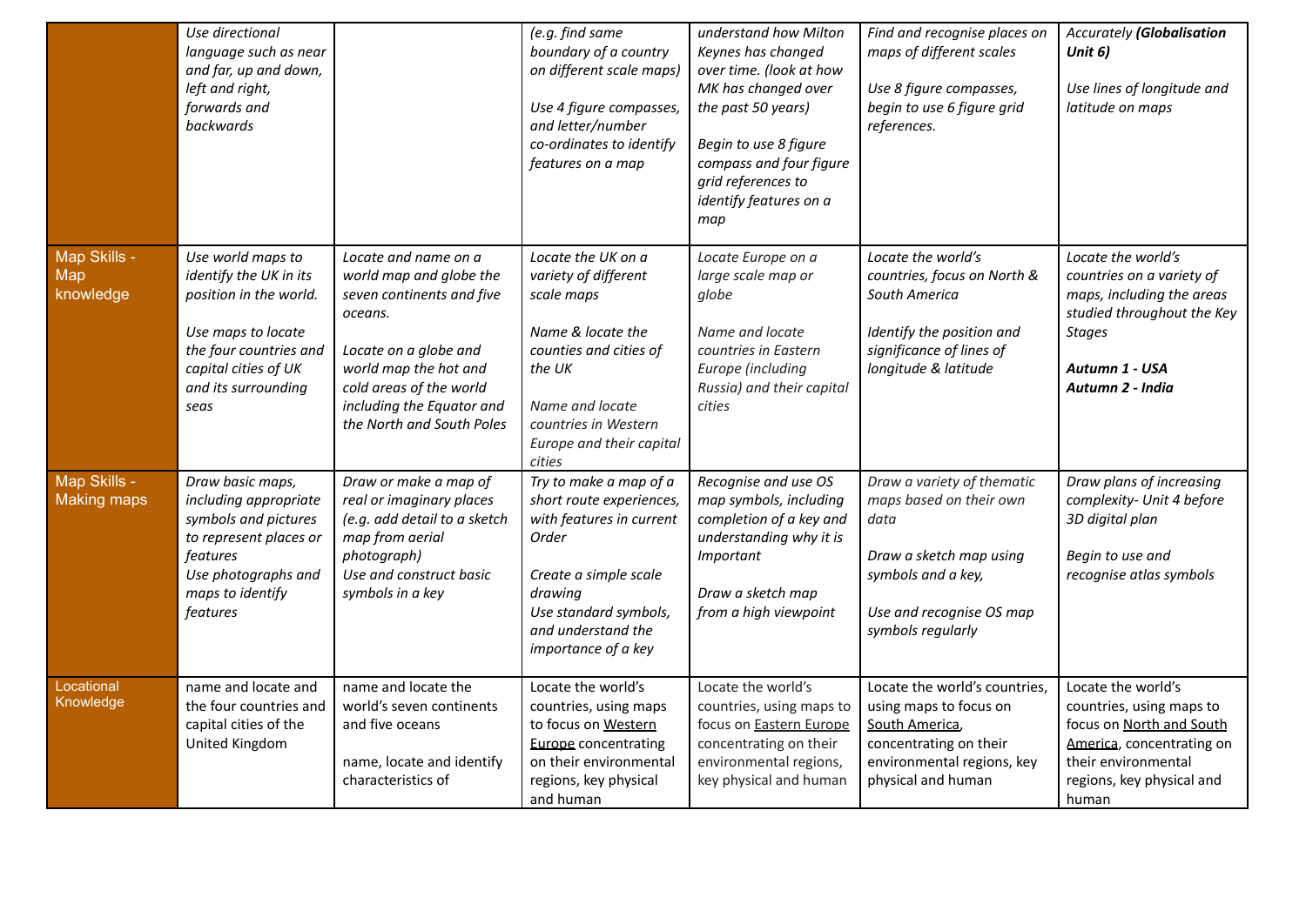| | | | | | | |
|---|---|---|---|---|---|---|
| | *Use directional language such as near and far, up and down, left and right, forwards and backwards* | | *(e.g. find same boundary of a country on different scale maps)*<br><br>*Use 4 figure compasses, and letter/number co-ordinates to identify features on a map* | *understand how Milton Keynes has changed over time. (look at how MK has changed over the past 50 years)*<br><br>*Begin to use 8 figure compass and four figure grid references to identify features on a map* | *Find and recognise places on maps of different scales*<br><br>*Use 8 figure compasses, begin to use 6 figure grid references.* | *Accurately* ***(Globalisation Unit 6)***<br><br>*Use lines of longitude and latitude on maps* |
| Map Skills - Map knowledge | *Use world maps to identify the UK in its position in the world.*<br><br>*Use maps to locate the four countries and capital cities of UK and its surrounding seas* | *Locate and name on a world map and globe the seven continents and five oceans.*<br><br>*Locate on a globe and world map the hot and cold areas of the world including the Equator and the North and South Poles* | *Locate the UK on a variety of different scale maps*<br><br>*Name & locate the counties and cities of the UK*<br><br>*Name and locate countries in Western Europe and their capital cities* | *Locate Europe on a large scale map or globe*<br><br>*Name and locate countries in Eastern Europe (including Russia) and their capital cities* | *Locate the world's countries, focus on North & South America*<br><br>*Identify the position and significance of lines of longitude & latitude* | *Locate the world's countries on a variety of maps, including the areas studied throughout the Key Stages*<br><br>***Autumn 1 - USA***<br>***Autumn 2 - India*** |
| Map Skills - Making maps | *Draw basic maps, including appropriate symbols and pictures to represent places or features*<br>*Use photographs and maps to identify features* | *Draw or make a map of real or imaginary places (e.g. add detail to a sketch map from aerial photograph)*<br>*Use and construct basic symbols in a key* | *Try to make a map of a short route experiences, with features in current Order*<br><br>*Create a simple scale drawing*<br>*Use standard symbols, and understand the importance of a key* | *Recognise and use OS map symbols, including completion of a key and understanding why it is Important*<br><br>*Draw a sketch map from a high viewpoint* | *Draw a variety of thematic maps based on their own data*<br><br>*Draw a sketch map using symbols and a key,*<br><br>*Use and recognise OS map symbols regularly* | *Draw plans of increasing complexity- Unit 4 before 3D digital plan*<br><br>*Begin to use and recognise atlas symbols* |
| Locational Knowledge | name and locate and the four countries and capital cities of the United Kingdom | name and locate the world's seven continents and five oceans<br><br>name, locate and identify characteristics of | Locate the world's countries, using maps to focus on Western Europe concentrating on their environmental regions, key physical and human | Locate the world's countries, using maps to focus on Eastern Europe concentrating on their environmental regions, key physical and human | Locate the world's countries, using maps to focus on South America, concentrating on their environmental regions, key physical and human | Locate the world's countries, using maps to focus on North and South America, concentrating on their environmental regions, key physical and human |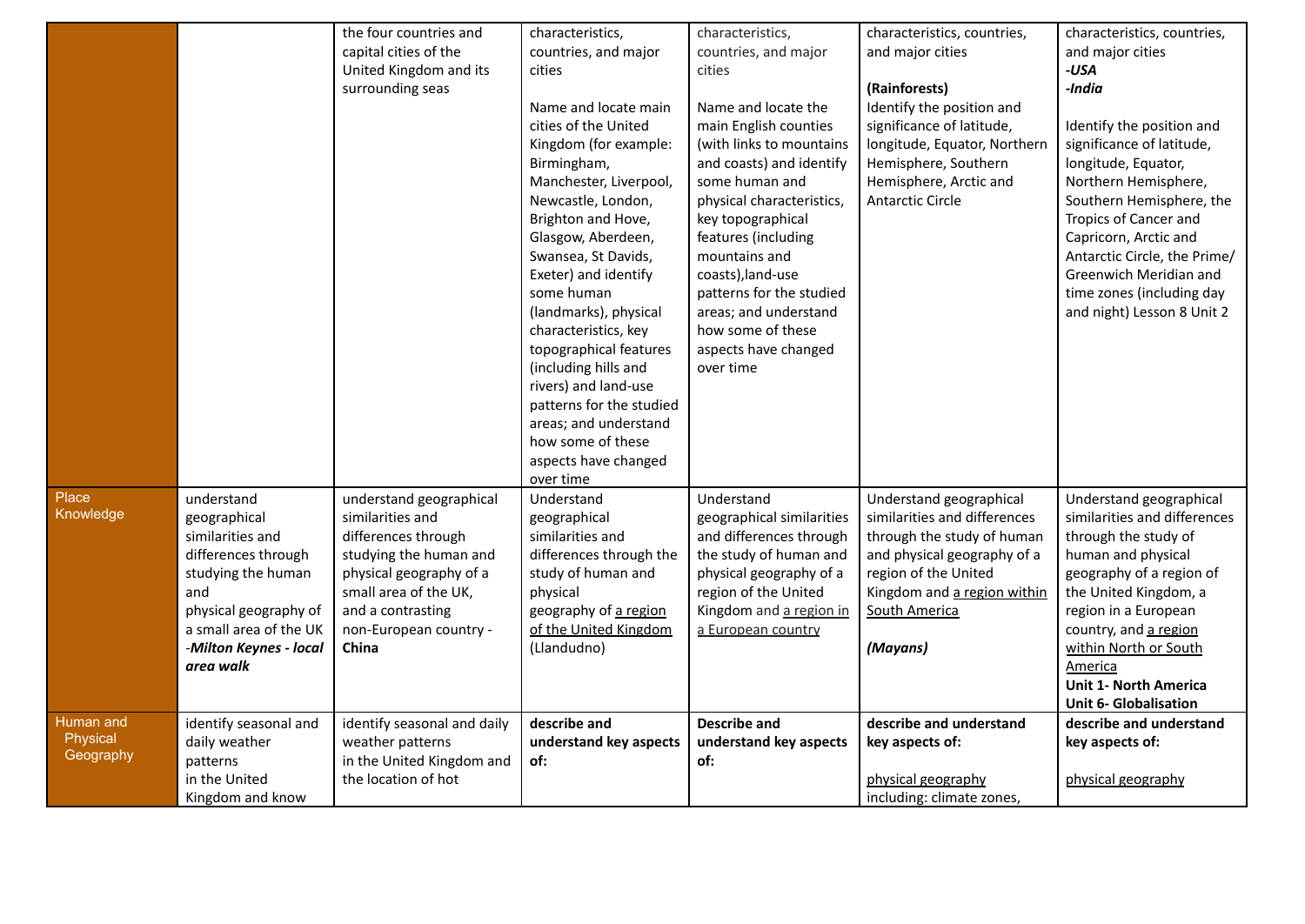| | | | | | | |
|---|---|---|---|---|---|---|
| | | the four countries and capital cities of the United Kingdom and its surrounding seas | characteristics, countries, and major cities<br><br>Name and locate main cities of the United Kingdom (for example: Birmingham, Manchester, Liverpool, Newcastle, London, Brighton and Hove, Glasgow, Aberdeen, Swansea, St Davids, Exeter) and identify some human (landmarks), physical characteristics, key topographical features (including hills and rivers) and land-use patterns for the studied areas; and understand how some of these aspects have changed over time | characteristics, countries, and major cities<br><br>Name and locate the main English counties (with links to mountains and coasts) and identify some human and physical characteristics, key topographical features (including mountains and coasts),land-use patterns for the studied areas; and understand how some of these aspects have changed over time | characteristics, countries, and major cities<br><br>**(Rainforests)**<br>Identify the position and significance of latitude, longitude, Equator, Northern Hemisphere, Southern Hemisphere, Arctic and Antarctic Circle | characteristics, countries, and major cities<br>***-USA***<br>***-India***<br><br>Identify the position and significance of latitude, longitude, Equator, Northern Hemisphere, Southern Hemisphere, the Tropics of Cancer and Capricorn, Arctic and Antarctic Circle, the Prime/ Greenwich Meridian and time zones (including day and night) Lesson 8 Unit 2 |
| Place Knowledge | understand geographical similarities and differences through studying the human and physical geography of a small area of the UK -***Milton Keynes - local area walk*** | understand geographical similarities and differences through studying the human and physical geography of a small area of the UK, and a contrasting non-European country - **China** | Understand geographical similarities and differences through the study of human and physical geography of a region of the United Kingdom (Llandudno) | Understand geographical similarities and differences through the study of human and physical geography of a region of the United Kingdom and a region in a European country | Understand geographical similarities and differences through the study of human and physical geography of a region of the United Kingdom and a region within South America<br><br>***(Mayans)*** | Understand geographical similarities and differences through the study of human and physical geography of a region of the United Kingdom, a region in a European country, and a region within North or South America<br>**Unit 1- North America**<br>**Unit 6- Globalisation** |
| Human and Physical Geography | identify seasonal and daily weather patterns in the United Kingdom and know | identify seasonal and daily weather patterns in the United Kingdom and the location of hot | **describe and understand key aspects of:** | **Describe and understand key aspects of:** | **describe and understand key aspects of:**<br><br>physical geography including: climate zones, | **describe and understand key aspects of:**<br><br>physical geography |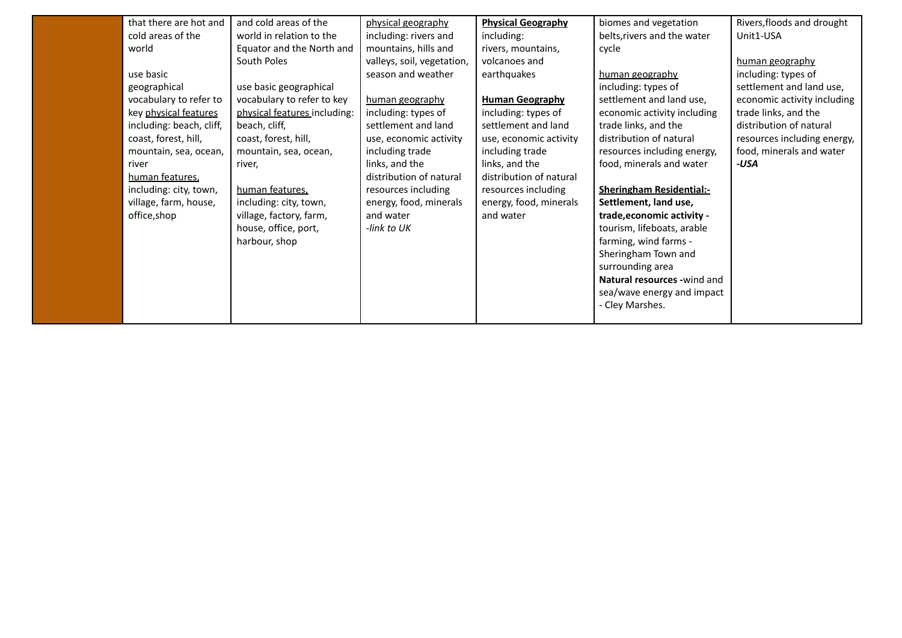| | | | | | | |
|---|---|---|---|---|---|---|
| | that there are hot and cold areas of the world<br><br>use basic geographical vocabulary to refer to key physical features including: beach, cliff, coast, forest, hill, mountain, sea, ocean, river<br>human features, including: city, town, village, farm, house, office,shop | and cold areas of the world in relation to the Equator and the North and South Poles<br><br>use basic geographical vocabulary to refer to key physical features including: beach, cliff, coast, forest, hill, mountain, sea, ocean, river,<br><br>human features, including: city, town, village, factory, farm, house, office, port, harbour, shop | physical geography including: rivers and mountains, hills and valleys, soil, vegetation, season and weather<br><br>human geography including: types of settlement and land use, economic activity including trade links, and the distribution of natural resources including energy, food, minerals and water<br>*-link to UK* | **Physical Geography** including: rivers, mountains, volcanoes and earthquakes<br><br>**Human Geography** including: types of settlement and land use, economic activity including trade links, and the distribution of natural resources including energy, food, minerals and water | biomes and vegetation belts,rivers and the water cycle<br><br>human geography including: types of settlement and land use, economic activity including trade links, and the distribution of natural resources including energy, food, minerals and water<br><br>**Sheringham Residential:-**<br>**Settlement, land use, trade,economic activity -** tourism, lifeboats, arable farming, wind farms - Sheringham Town and surrounding area<br>**Natural resources -**wind and sea/wave energy and impact - Cley Marshes. | Rivers,floods and drought Unit1-USA<br><br>human geography including: types of settlement and land use, economic activity including trade links, and the distribution of natural resources including energy, food, minerals and water<br>***-USA*** |